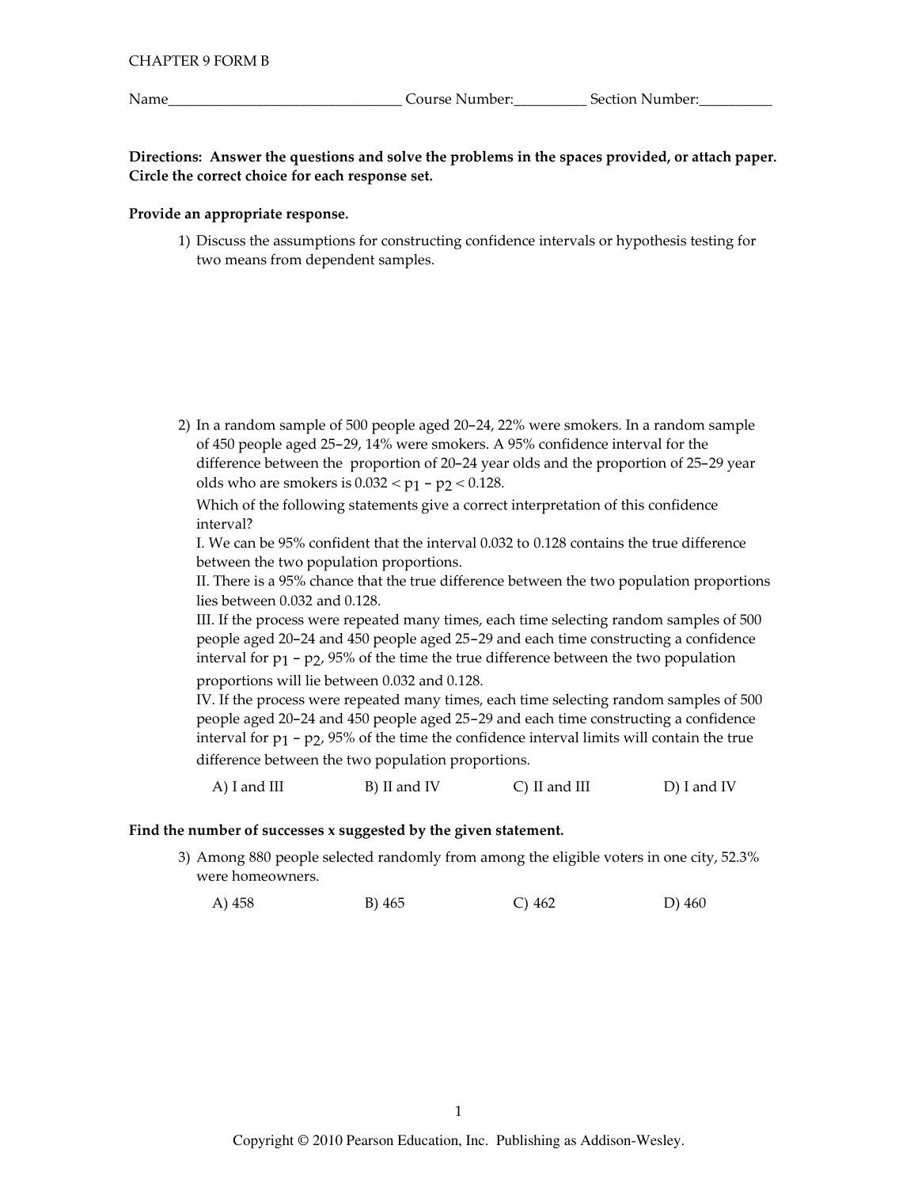CHAPTER 9 FORM B

Name_______________________________ Course Number:__________ Section Number:__________

**Directions: Answer the questions and solve the problems in the spaces provided, or attach paper. Circle the correct choice for each response set.**

**Provide an appropriate response.**

1) Discuss the assumptions for constructing confidence intervals or hypothesis testing for two means from dependent samples.

2) In a random sample of 500 people aged 20–24, 22% were smokers. In a random sample of 450 people aged 25–29, 14% were smokers. A 95% confidence interval for the difference between the proportion of 20–24 year olds and the proportion of 25–29 year olds who are smokers is $0.032 < p_1 - p_2 < 0.128$.

Which of the following statements give a correct interpretation of this confidence interval?

I. We can be 95% confident that the interval 0.032 to 0.128 contains the true difference between the two population proportions.

II. There is a 95% chance that the true difference between the two population proportions lies between 0.032 and 0.128.

III. If the process were repeated many times, each time selecting random samples of 500 people aged 20–24 and 450 people aged 25–29 and each time constructing a confidence interval for $p_1 - p_2$, 95% of the time the true difference between the two population proportions will lie between 0.032 and 0.128.

IV. If the process were repeated many times, each time selecting random samples of 500 people aged 20–24 and 450 people aged 25–29 and each time constructing a confidence interval for $p_1 - p_2$, 95% of the time the confidence interval limits will contain the true difference between the two population proportions.

A) I and III  B) II and IV  C) II and III  D) I and IV

**Find the number of successes x suggested by the given statement.**

3) Among 880 people selected randomly from among the eligible voters in one city, 52.3% were homeowners.

A) 458  B) 465  C) 462  D) 460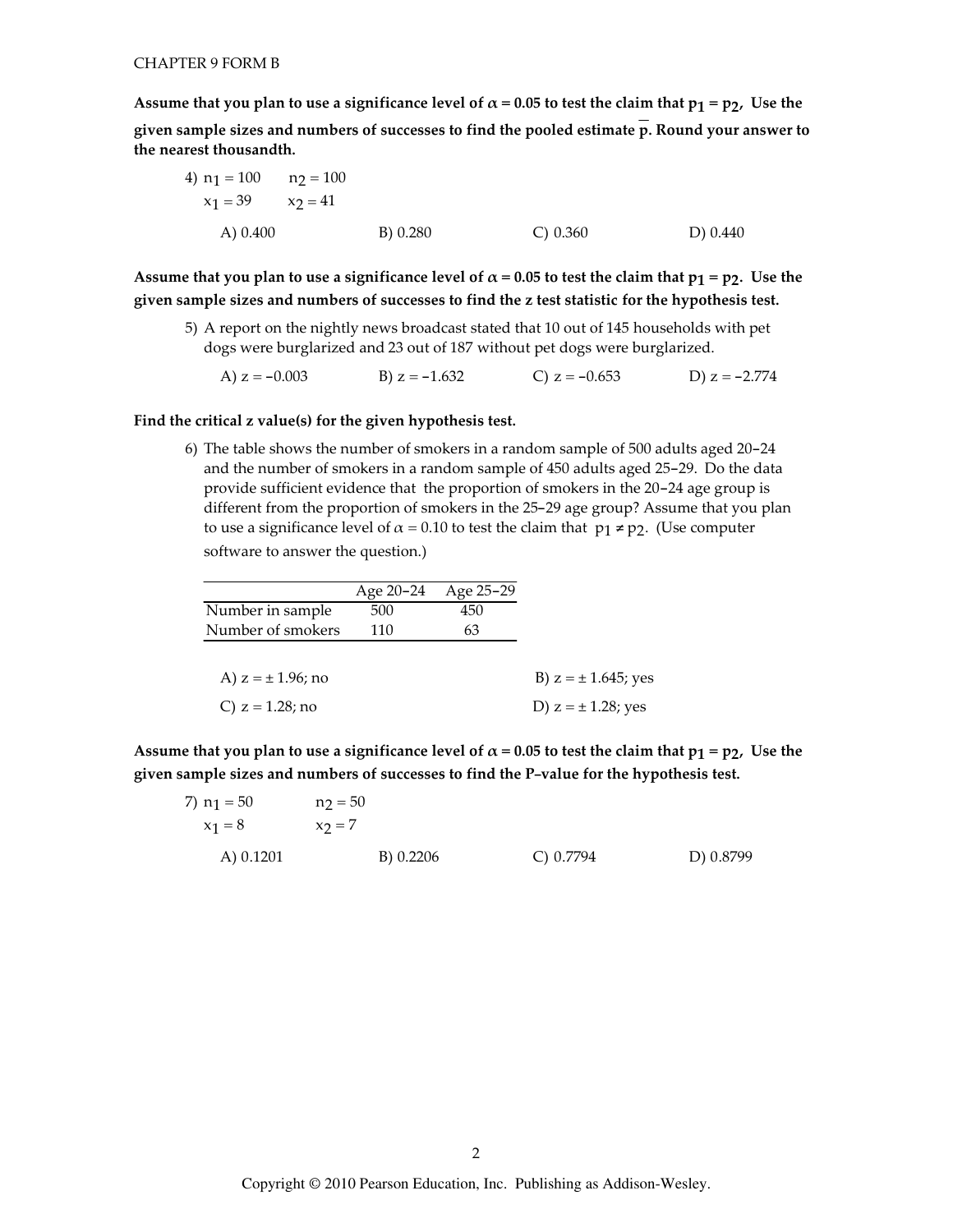CHAPTER 9 FORM B

**Assume that you plan to use a significance level of $\alpha = 0.05$ to test the claim that $p_1 = p_2$. Use the given sample sizes and numbers of successes to find the pooled estimate $\overline{p}$. Round your answer to the nearest thousandth.**

4) $n_1 = 100$ $\quad n_2 = 100$
$x_1 = 39$ $\quad x_2 = 41$

A) 0.400 B) 0.280 C) 0.360 D) 0.440

**Assume that you plan to use a significance level of $\alpha = 0.05$ to test the claim that $p_1 = p_2$. Use the given sample sizes and numbers of successes to find the z test statistic for the hypothesis test.**

5) A report on the nightly news broadcast stated that 10 out of 145 households with pet dogs were burglarized and 23 out of 187 without pet dogs were burglarized.

A) $z = -0.003$ B) $z = -1.632$ C) $z = -0.653$ D) $z = -2.774$

**Find the critical z value(s) for the given hypothesis test.**

6) The table shows the number of smokers in a random sample of 500 adults aged 20–24 and the number of smokers in a random sample of 450 adults aged 25–29. Do the data provide sufficient evidence that the proportion of smokers in the 20–24 age group is different from the proportion of smokers in the 25–29 age group? Assume that you plan to use a significance level of $\alpha = 0.10$ to test the claim that $p_1 \neq p_2$. (Use computer software to answer the question.)

| | Age 20–24 | Age 25–29 |
|---|---|---|
| Number in sample | 500 | 450 |
| Number of smokers | 110 | 63 |

A) $z = \pm 1.96$; no B) $z = \pm 1.645$; yes
C) $z = 1.28$; no D) $z = \pm 1.28$; yes

**Assume that you plan to use a significance level of $\alpha = 0.05$ to test the claim that $p_1 = p_2$. Use the given sample sizes and numbers of successes to find the P-value for the hypothesis test.**

7) $n_1 = 50$ $\quad n_2 = 50$
$x_1 = 8$ $\quad x_2 = 7$

A) 0.1201 B) 0.2206 C) 0.7794 D) 0.8799

Copyright © 2010 Pearson Education, Inc. Publishing as Addison-Wesley.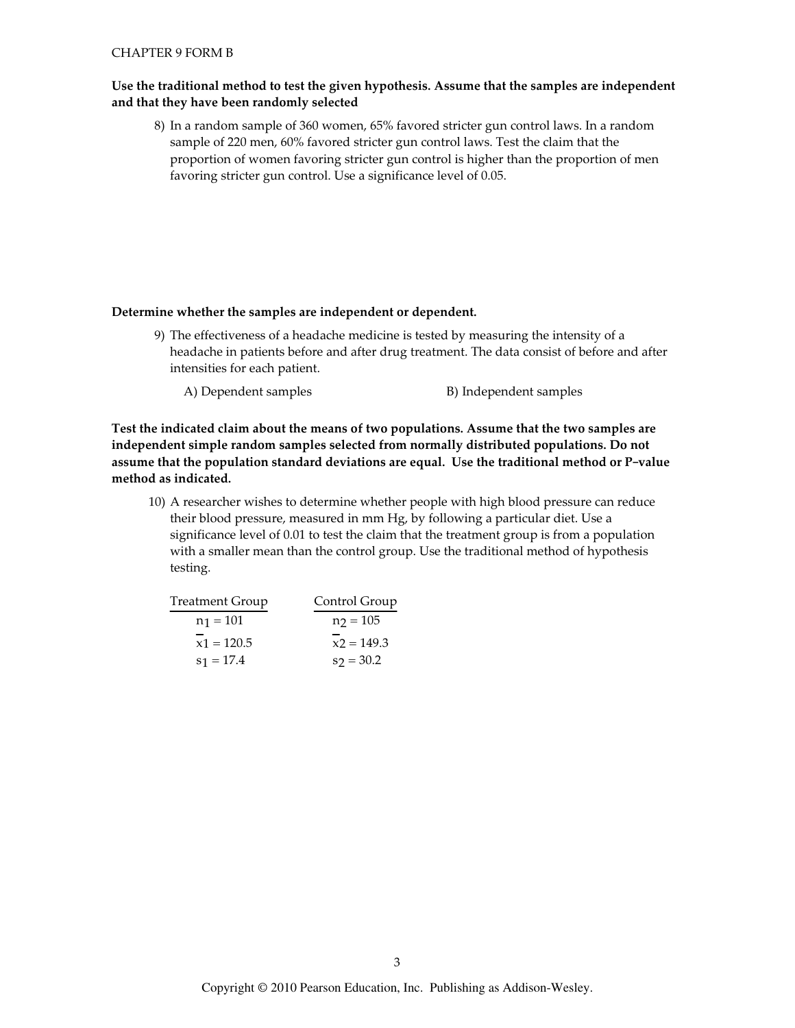**Use the traditional method to test the given hypothesis. Assume that the samples are independent and that they have been randomly selected**

8) In a random sample of 360 women, 65% favored stricter gun control laws. In a random sample of 220 men, 60% favored stricter gun control laws. Test the claim that the proportion of women favoring stricter gun control is higher than the proportion of men favoring stricter gun control. Use a significance level of 0.05.

**Determine whether the samples are independent or dependent.**

9) The effectiveness of a headache medicine is tested by measuring the intensity of a headache in patients before and after drug treatment. The data consist of before and after intensities for each patient.

A) Dependent samples

B) Independent samples

**Test the indicated claim about the means of two populations. Assume that the two samples are independent simple random samples selected from normally distributed populations. Do not assume that the population standard deviations are equal. Use the traditional method or P-value method as indicated.**

10) A researcher wishes to determine whether people with high blood pressure can reduce their blood pressure, measured in mm Hg, by following a particular diet. Use a significance level of 0.01 to test the claim that the treatment group is from a population with a smaller mean than the control group. Use the traditional method of hypothesis testing.

| Treatment Group | Control Group |
| --- | --- |
| $n_1 = 101$ | $n_2 = 105$ |
| $\overline{x}1 = 120.5$ | $\overline{x}2 = 149.3$ |
| $s_1 = 17.4$ | $s_2 = 30.2$ |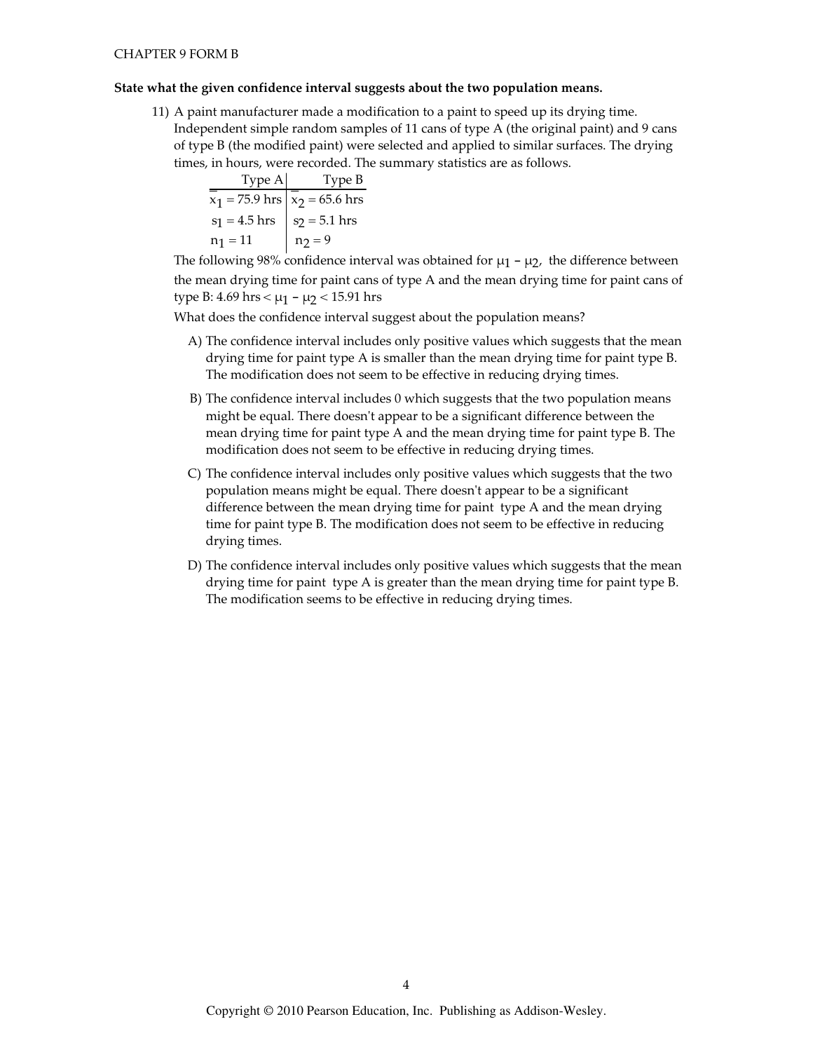**State what the given confidence interval suggests about the two population means.**

11) A paint manufacturer made a modification to a paint to speed up its drying time. Independent simple random samples of 11 cans of type A (the original paint) and 9 cans of type B (the modified paint) were selected and applied to similar surfaces. The drying times, in hours, were recorded. The summary statistics are as follows.

| Type A | Type B |
|---|---|
| $\overline{x}_1 = 75.9$ hrs | $\overline{x}_2 = 65.6$ hrs |
| $s_1 = 4.5$ hrs | $s_2 = 5.1$ hrs |
| $n_1 = 11$ | $n_2 = 9$ |

The following 98% confidence interval was obtained for $\mu_1 - \mu_2$, the difference between the mean drying time for paint cans of type A and the mean drying time for paint cans of type B: 4.69 hrs $< \mu_1 - \mu_2 <$ 15.91 hrs

What does the confidence interval suggest about the population means?

A) The confidence interval includes only positive values which suggests that the mean drying time for paint type A is smaller than the mean drying time for paint type B. The modification does not seem to be effective in reducing drying times.

B) The confidence interval includes 0 which suggests that the two population means might be equal. There doesn't appear to be a significant difference between the mean drying time for paint type A and the mean drying time for paint type B. The modification does not seem to be effective in reducing drying times.

C) The confidence interval includes only positive values which suggests that the two population means might be equal. There doesn't appear to be a significant difference between the mean drying time for paint type A and the mean drying time for paint type B. The modification does not seem to be effective in reducing drying times.

D) The confidence interval includes only positive values which suggests that the mean drying time for paint type A is greater than the mean drying time for paint type B. The modification seems to be effective in reducing drying times.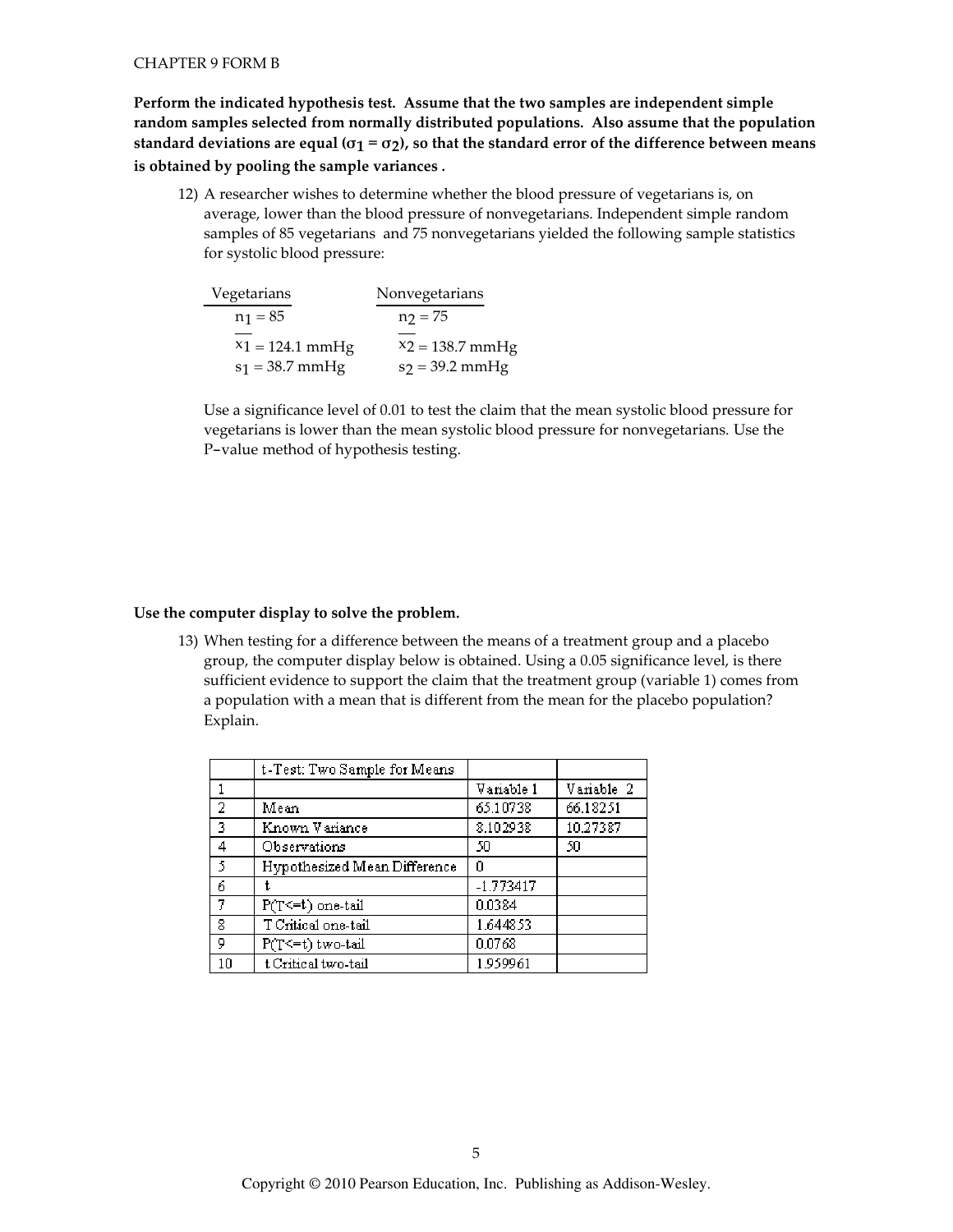CHAPTER 9 FORM B

**Perform the indicated hypothesis test. Assume that the two samples are independent simple random samples selected from normally distributed populations. Also assume that the population standard deviations are equal ($\sigma_1 = \sigma_2$), so that the standard error of the difference between means is obtained by pooling the sample variances .**

12) A researcher wishes to determine whether the blood pressure of vegetarians is, on average, lower than the blood pressure of nonvegetarians. Independent simple random samples of 85 vegetarians and 75 nonvegetarians yielded the following sample statistics for systolic blood pressure:

| Vegetarians | Nonvegetarians |
|---|---|
| $n_1 = 85$ | $n_2 = 75$ |
| $\overline{x}_1 = 124.1$ mmHg | $\overline{x}_2 = 138.7$ mmHg |
| $s_1 = 38.7$ mmHg | $s_2 = 39.2$ mmHg |

Use a significance level of 0.01 to test the claim that the mean systolic blood pressure for vegetarians is lower than the mean systolic blood pressure for nonvegetarians. Use the P-value method of hypothesis testing.

**Use the computer display to solve the problem.**

13) When testing for a difference between the means of a treatment group and a placebo group, the computer display below is obtained. Using a 0.05 significance level, is there sufficient evidence to support the claim that the treatment group (variable 1) comes from a population with a mean that is different from the mean for the placebo population? Explain.

| | t-Test: Two Sample for Means | | |
|---|---|---|---|
| 1 | | Variable 1 | Variable 2 |
| 2 | Mean | 65.10738 | 66.18251 |
| 3 | Known Variance | 8.102938 | 10.27387 |
| 4 | Observations | 50 | 50 |
| 5 | Hypothesized Mean Difference | 0 | |
| 6 | t | -1.773417 | |
| 7 | P(T<=t) one-tail | 0.0384 | |
| 8 | T Critical one-tail | 1.644853 | |
| 9 | P(T<=t) two-tail | 0.0768 | |
| 10 | t Critical two-tail | 1.959961 | |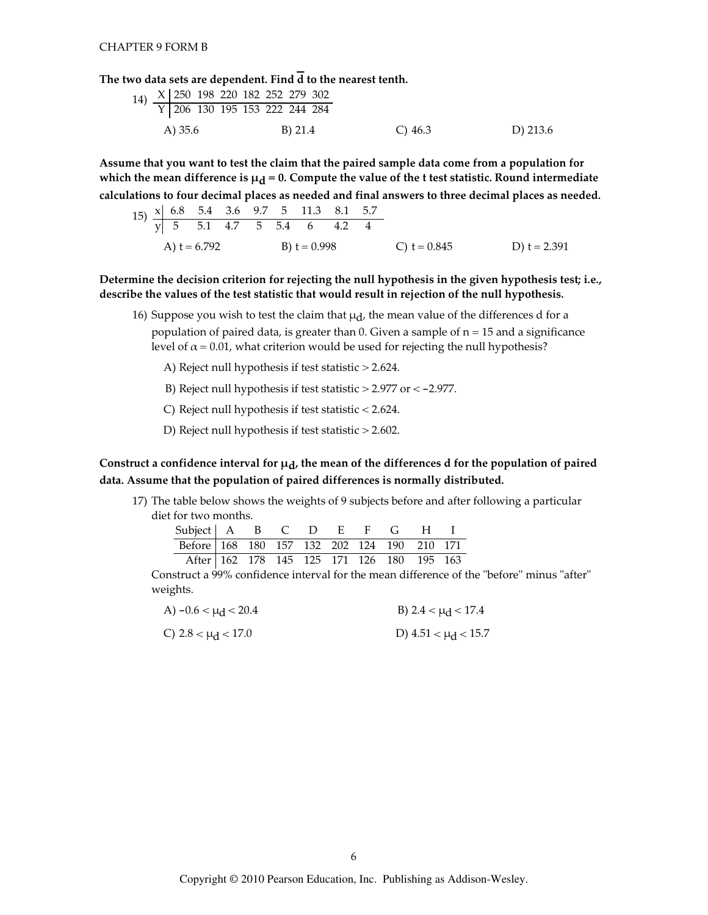**The two data sets are dependent. Find $\overline{d}$ to the nearest tenth.**

14)

| X | 250 | 198 | 220 | 182 | 252 | 279 | 302 |
|---|---|---|---|---|---|---|---|
| Y | 206 | 130 | 195 | 153 | 222 | 244 | 284 |

A) 35.6 B) 21.4 C) 46.3 D) 213.6

**Assume that you want to test the claim that the paired sample data come from a population for which the mean difference is $\mu_d = 0$. Compute the value of the t test statistic. Round intermediate calculations to four decimal places as needed and final answers to three decimal places as needed.**

15)

| x | 6.8 | 5.4 | 3.6 | 9.7 | 5 | 11.3 | 8.1 | 5.7 |
|---|---|---|---|---|---|---|---|---|
| y | 5 | 5.1 | 4.7 | 5 | 5.4 | 6 | 4.2 | 4 |

A) t = 6.792 B) t = 0.998 C) t = 0.845 D) t = 2.391

**Determine the decision criterion for rejecting the null hypothesis in the given hypothesis test; i.e., describe the values of the test statistic that would result in rejection of the null hypothesis.**

16) Suppose you wish to test the claim that $\mu_d$, the mean value of the differences d for a population of paired data, is greater than 0. Given a sample of n = 15 and a significance level of $\alpha = 0.01$, what criterion would be used for rejecting the null hypothesis?

A) Reject null hypothesis if test statistic > 2.624.

B) Reject null hypothesis if test statistic > 2.977 or < −2.977.

C) Reject null hypothesis if test statistic < 2.624.

D) Reject null hypothesis if test statistic > 2.602.

**Construct a confidence interval for $\mu_d$, the mean of the differences d for the population of paired data. Assume that the population of paired differences is normally distributed.**

17) The table below shows the weights of 9 subjects before and after following a particular diet for two months.

| Subject | A | B | C | D | E | F | G | H | I |
|---|---|---|---|---|---|---|---|---|---|
| Before | 168 | 180 | 157 | 132 | 202 | 124 | 190 | 210 | 171 |
| After | 162 | 178 | 145 | 125 | 171 | 126 | 180 | 195 | 163 |

Construct a 99% confidence interval for the mean difference of the "before" minus "after" weights.

A) $-0.6 < \mu_d < 20.4$ B) $2.4 < \mu_d < 17.4$

C) $2.8 < \mu_d < 17.0$ D) $4.51 < \mu_d < 15.7$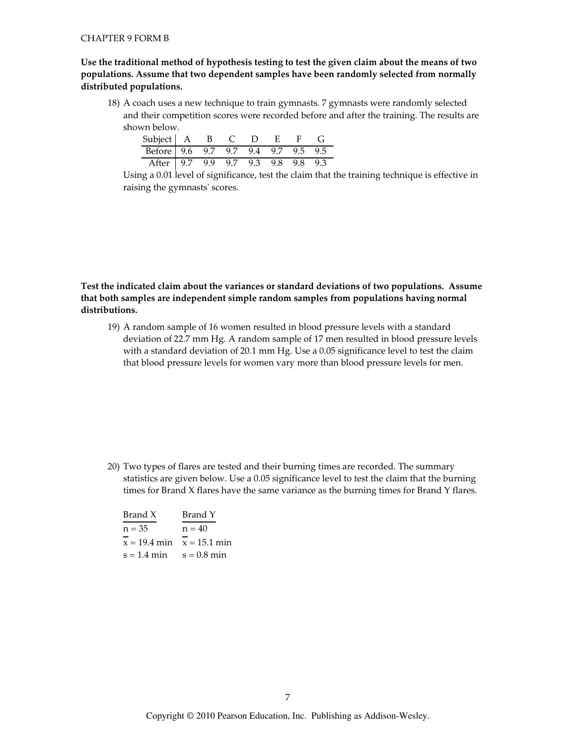**Use the traditional method of hypothesis testing to test the given claim about the means of two populations. Assume that two dependent samples have been randomly selected from normally distributed populations.**

18) A coach uses a new technique to train gymnasts. 7 gymnasts were randomly selected and their competition scores were recorded before and after the training. The results are shown below.

| Subject | A | B | C | D | E | F | G |
|---|---|---|---|---|---|---|---|
| Before | 9.6 | 9.7 | 9.7 | 9.4 | 9.7 | 9.5 | 9.5 |
| After | 9.7 | 9.9 | 9.7 | 9.3 | 9.8 | 9.8 | 9.3 |

Using a 0.01 level of significance, test the claim that the training technique is effective in raising the gymnasts' scores.

**Test the indicated claim about the variances or standard deviations of two populations. Assume that both samples are independent simple random samples from populations having normal distributions.**

19) A random sample of 16 women resulted in blood pressure levels with a standard deviation of 22.7 mm Hg. A random sample of 17 men resulted in blood pressure levels with a standard deviation of 20.1 mm Hg. Use a 0.05 significance level to test the claim that blood pressure levels for women vary more than blood pressure levels for men.

20) Two types of flares are tested and their burning times are recorded. The summary statistics are given below. Use a 0.05 significance level to test the claim that the burning times for Brand X flares have the same variance as the burning times for Brand Y flares.

| Brand X | Brand Y |
|---|---|
| $n = 35$ | $n = 40$ |
| $\overline{x} = 19.4$ min | $\overline{x} = 15.1$ min |
| $s = 1.4$ min | $s = 0.8$ min |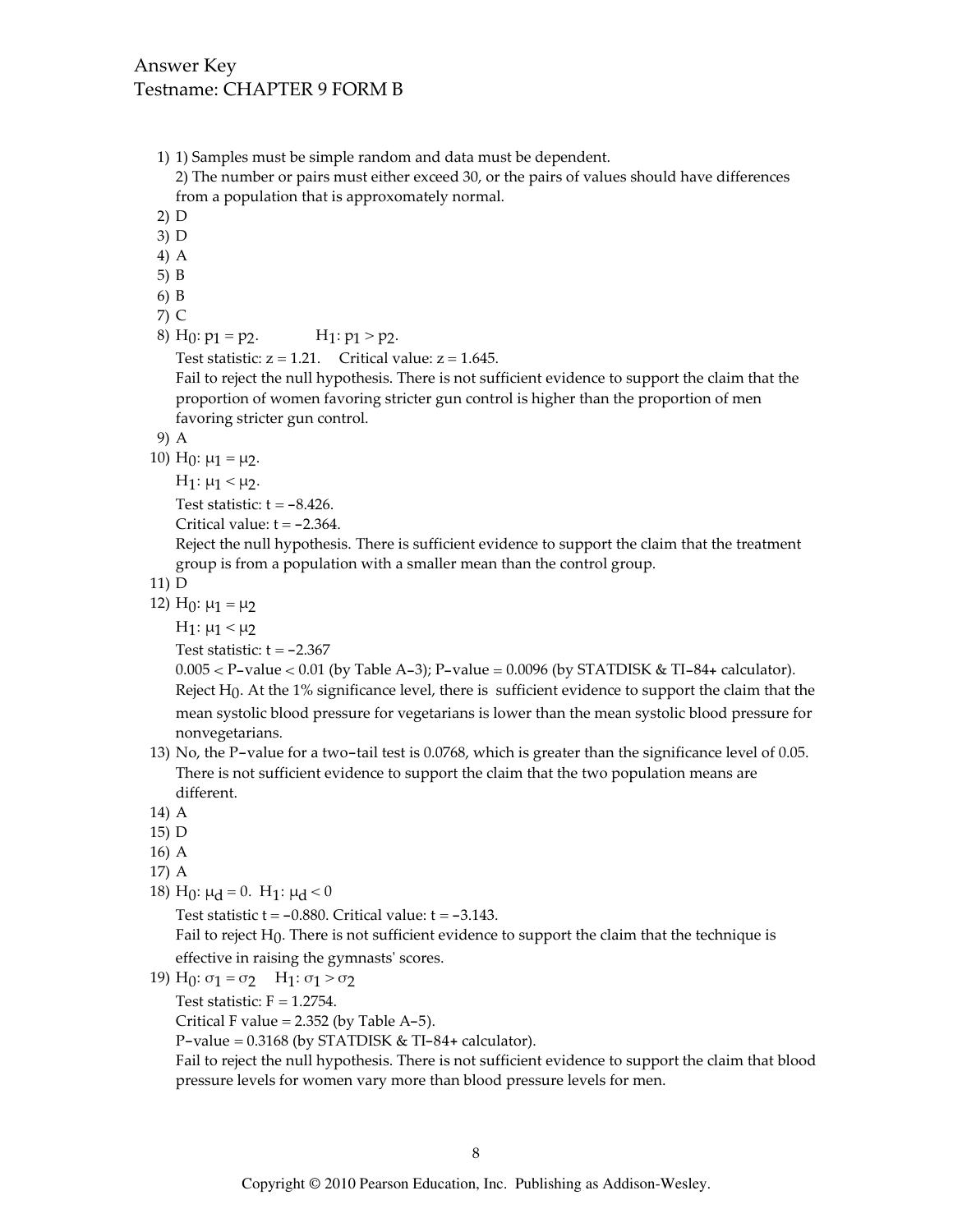Answer Key
Testname: CHAPTER 9 FORM B

1) 1) Samples must be simple random and data must be dependent.
   2) The number or pairs must either exceed 30, or the pairs of values should have differences from a population that is approxomately normal.
2) D
3) D
4) A
5) B
6) B
7) C
8) $H_0$: $p_1 = p_2$. $H_1$: $p_1 > p_2$.
   Test statistic: $z = 1.21$. Critical value: $z = 1.645$.
   Fail to reject the null hypothesis. There is not sufficient evidence to support the claim that the proportion of women favoring stricter gun control is higher than the proportion of men favoring stricter gun control.
9) A
10) $H_0$: $\mu_1 = \mu_2$.
    $H_1$: $\mu_1 < \mu_2$.
    Test statistic: $t = -8.426$.
    Critical value: $t = -2.364$.
    Reject the null hypothesis. There is sufficient evidence to support the claim that the treatment group is from a population with a smaller mean than the control group.
11) D
12) $H_0$: $\mu_1 = \mu_2$
    $H_1$: $\mu_1 < \mu_2$
    Test statistic: $t = -2.367$
    $0.005 < \text{P-value} < 0.01$ (by Table A-3); P-value = 0.0096 (by STATDISK & TI-84+ calculator).
    Reject $H_0$. At the 1% significance level, there is sufficient evidence to support the claim that the mean systolic blood pressure for vegetarians is lower than the mean systolic blood pressure for nonvegetarians.
13) No, the P-value for a two-tail test is 0.0768, which is greater than the significance level of 0.05. There is not sufficient evidence to support the claim that the two population means are different.
14) A
15) D
16) A
17) A
18) $H_0$: $\mu_d = 0$. $H_1$: $\mu_d < 0$
    Test statistic $t = -0.880$. Critical value: $t = -3.143$.
    Fail to reject $H_0$. There is not sufficient evidence to support the claim that the technique is effective in raising the gymnasts' scores.
19) $H_0$: $\sigma_1 = \sigma_2$ $H_1$: $\sigma_1 > \sigma_2$
    Test statistic: $F = 1.2754$.
    Critical F value = 2.352 (by Table A-5).
    P-value = 0.3168 (by STATDISK & TI-84+ calculator).
    Fail to reject the null hypothesis. There is not sufficient evidence to support the claim that blood pressure levels for women vary more than blood pressure levels for men.

Copyright © 2010 Pearson Education, Inc. Publishing as Addison-Wesley.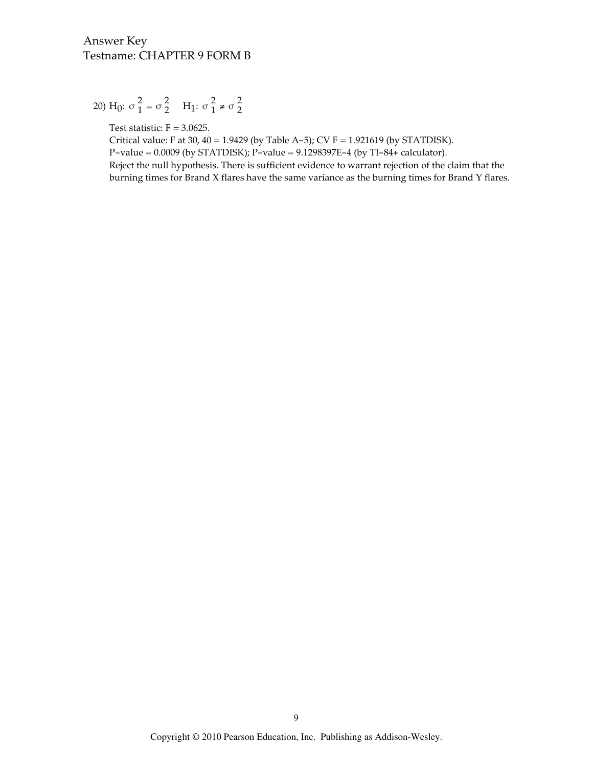Answer Key
Testname: CHAPTER 9 FORM B

20) $H_0$: $\sigma_1^2 = \sigma_2^2$  $H_1$: $\sigma_1^2 \neq \sigma_2^2$

Test statistic: F = 3.0625.
Critical value: F at 30, 40 = 1.9429 (by Table A-5); CV F = 1.921619 (by STATDISK).
P-value = 0.0009 (by STATDISK); P-value = 9.1298397E-4 (by TI-84+ calculator).
Reject the null hypothesis. There is sufficient evidence to warrant rejection of the claim that the burning times for Brand X flares have the same variance as the burning times for Brand Y flares.

Copyright © 2010 Pearson Education, Inc. Publishing as Addison-Wesley.